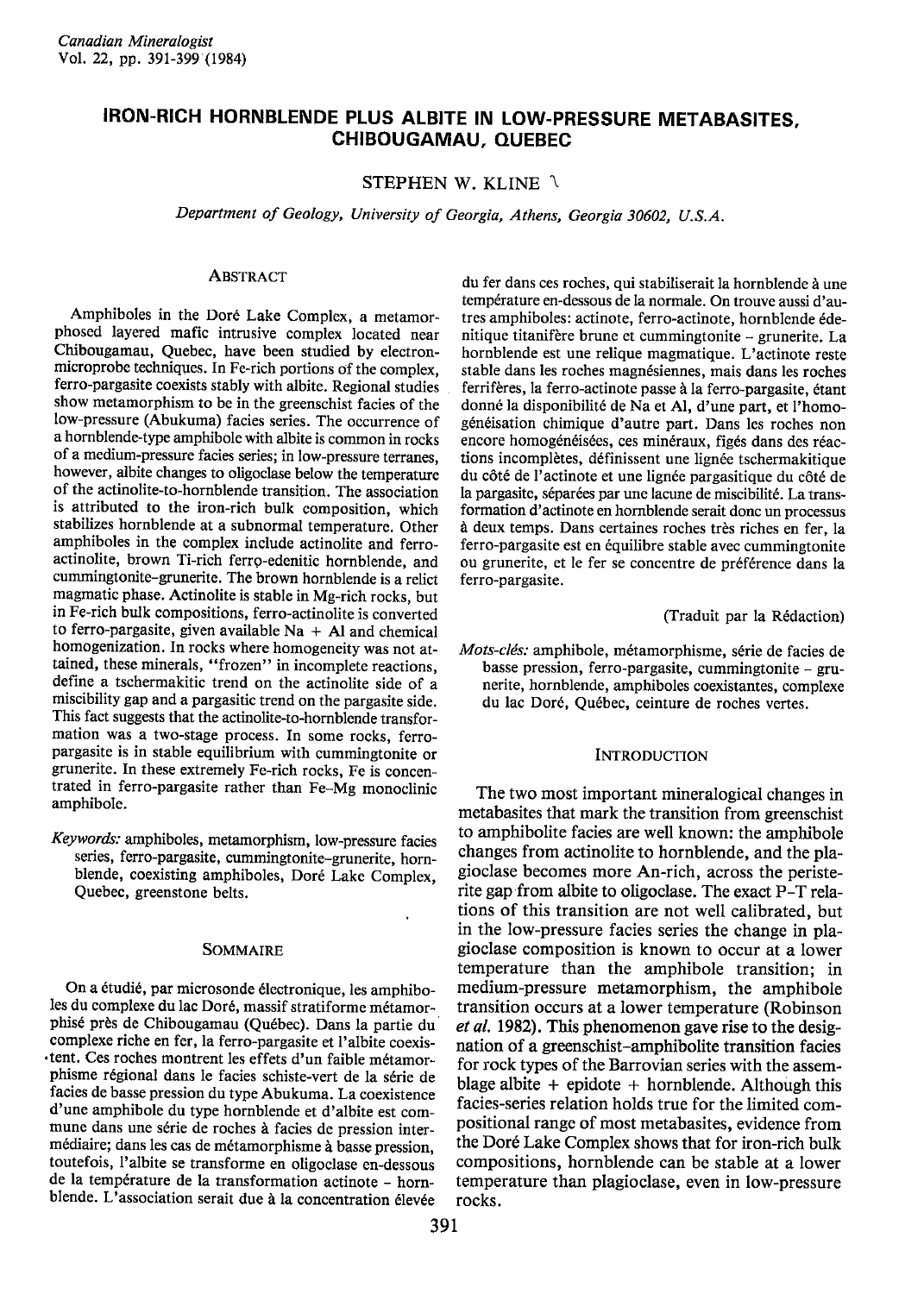# IRON-RICH HORNBLENDE PLUS ALBITE IN LOW-PRESSURE METABASITES, CHIBOUGAMAU, QUEBEC

STEPHEN W. KLINE

*Department of Geology, University of Georgia, Athens, Georgia 30602, U.S.A.*

## ABSTRACT

Amphiboles in the Doré Lake Complex, a metamorphosed layered mafic intrusive complex located near Chibougamau, Quebec, have been studied by electron-microprobe techniques. In Fe-rich portions of the complex, ferro-pargasite coexists stably with albite. Regional studies show metamorphism to be in the greenschist facies of the low-pressure (Abukuma) facies series. The occurrence of a hornblende-type amphibole with albite is common in rocks of a medium-pressure facies series; in low-pressure terranes, however, albite changes to oligoclase below the temperature of the actinolite-to-hornblende transition. The association is attributed to the iron-rich bulk composition, which stabilizes hornblende at a subnormal temperature. Other amphiboles in the complex include actinolite and ferro-actinolite, brown Ti-rich ferro-edenitic hornblende, and cummingtonite–grunerite. The brown hornblende is a relict magmatic phase. Actinolite is stable in Mg-rich rocks, but in Fe-rich bulk compositions, ferro-actinolite is converted to ferro-pargasite, given available Na + Al and chemical homogenization. In rocks where homogeneity was not attained, these minerals, "frozen" in incomplete reactions, define a tschermakitic trend on the actinolite side of a miscibility gap and a pargasitic trend on the pargasite side. This fact suggests that the actinolite-to-hornblende transformation was a two-stage process. In some rocks, ferro-pargasite is in stable equilibrium with cummingtonite or grunerite. In these extremely Fe-rich rocks, Fe is concentrated in ferro-pargasite rather than Fe–Mg monoclinic amphibole.

*Keywords:* amphiboles, metamorphism, low-pressure facies series, ferro-pargasite, cummingtonite–grunerite, hornblende, coexisting amphiboles, Doré Lake Complex, Quebec, greenstone belts.

## SOMMAIRE

On a étudié, par microsonde électronique, les amphiboles du complexe du lac Doré, massif stratiforme métamorphisé près de Chibougamau (Québec). Dans la partie du complexe riche en fer, la ferro-pargasite et l'albite coexistent. Ces roches montrent les effets d'un faible métamorphisme régional dans le facies schiste-vert de la série de facies de basse pression du type Abukuma. La coexistence d'une amphibole du type hornblende et d'albite est commune dans une série de roches à facies de pression intermédiaire; dans les cas de métamorphisme à basse pression, toutefois, l'albite se transforme en oligoclase en-dessous de la température de la transformation actinote - hornblende. L'association serait due à la concentration élevée du fer dans ces roches, qui stabiliserait la hornblende à une température en-dessous de la normale. On trouve aussi d'autres amphiboles: actinote, ferro-actinote, hornblende édenitique titanifère brune et cummingtonite - grunerite. La hornblende est une relique magmatique. L'actinote reste stable dans les roches magnésiennes, mais dans les roches ferrifères, la ferro-actinote passe à la ferro-pargasite, étant donné la disponibilité de Na et Al, d'une part, et l'homogénéisation chimique d'autre part. Dans les roches non encore homogénéisées, ces minéraux, figés dans des réactions incomplètes, définissent une lignée tschermakitique du côté de l'actinote et une lignée pargasitique du côté de la pargasite, séparées par une lacune de miscibilité. La transformation d'actinote en hornblende serait donc un processus à deux temps. Dans certaines roches très riches en fer, la ferro-pargasite est en équilibre stable avec cummingtonite ou grunerite, et le fer se concentre de préférence dans la ferro-pargasite.

(Traduit par la Rédaction)

*Mots-clés:* amphibole, métamorphisme, série de facies de basse pression, ferro-pargasite, cummingtonite - grunerite, hornblende, amphiboles coexistantes, complexe du lac Doré, Québec, ceinture de roches vertes.

## INTRODUCTION

The two most important mineralogical changes in metabasites that mark the transition from greenschist to amphibolite facies are well known: the amphibole changes from actinolite to hornblende, and the plagioclase becomes more An-rich, across the peristerite gap from albite to oligoclase. The exact P–T relations of this transition are not well calibrated, but in the low-pressure facies series the change in plagioclase composition is known to occur at a lower temperature than the amphibole transition; in medium-pressure metamorphism, the amphibole transition occurs at a lower temperature (Robinson *et al.* 1982). This phenomenon gave rise to the designation of a greenschist–amphibolite transition facies for rock types of the Barrovian series with the assemblage albite + epidote + hornblende. Although this facies-series relation holds true for the limited compositional range of most metabasites, evidence from the Doré Lake Complex shows that for iron-rich bulk compositions, hornblende can be stable at a lower temperature than plagioclase, even in low-pressure rocks.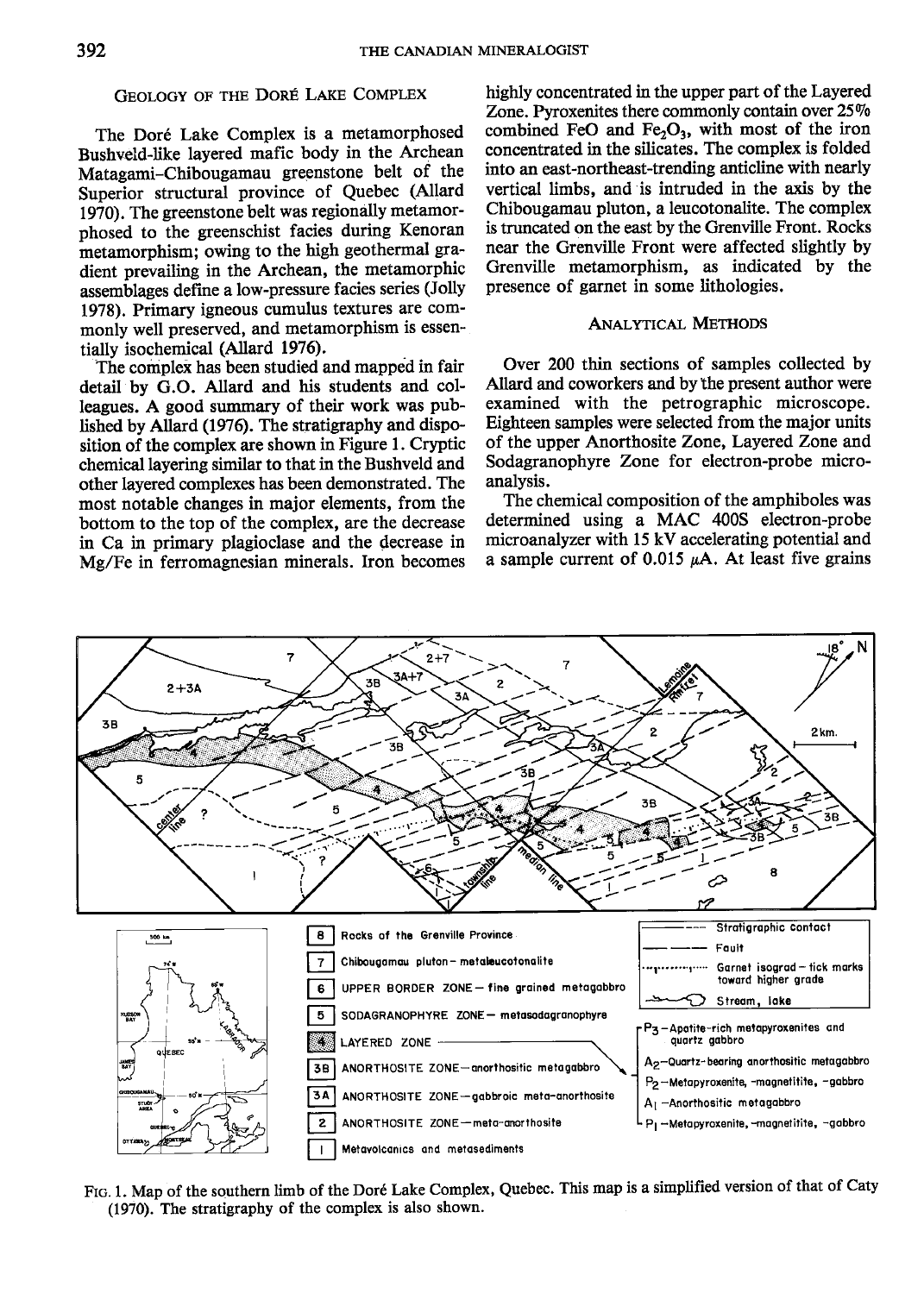## Geology of the Doré Lake Complex

The Doré Lake Complex is a metamorphosed Bushveld-like layered mafic body in the Archean Matagami–Chibougamau greenstone belt of the Superior structural province of Quebec (Allard 1970). The greenstone belt was regionally metamorphosed to the greenschist facies during Kenoran metamorphism; owing to the high geothermal gradient prevailing in the Archean, the metamorphic assemblages define a low-pressure facies series (Jolly 1978). Primary igneous cumulus textures are commonly well preserved, and metamorphism is essentially isochemical (Allard 1976).

The complex has been studied and mapped in fair detail by G.O. Allard and his students and colleagues. A good summary of their work was published by Allard (1976). The stratigraphy and disposition of the complex are shown in Figure 1. Cryptic chemical layering similar to that in the Bushveld and other layered complexes has been demonstrated. The most notable changes in major elements, from the bottom to the top of the complex, are the decrease in Ca in primary plagioclase and the decrease in Mg/Fe in ferromagnesian minerals. Iron becomes highly concentrated in the upper part of the Layered Zone. Pyroxenites there commonly contain over 25% combined FeO and $Fe_2O_3$, with most of the iron concentrated in the silicates. The complex is folded into an east-northeast-trending anticline with nearly vertical limbs, and is intruded in the axis by the Chibougamau pluton, a leucotonalite. The complex is truncated on the east by the Grenville Front. Rocks near the Grenville Front were affected slightly by Grenville metamorphism, as indicated by the presence of garnet in some lithologies.

## Analytical Methods

Over 200 thin sections of samples collected by Allard and coworkers and by the present author were examined with the petrographic microscope. Eighteen samples were selected from the major units of the upper Anorthosite Zone, Layered Zone and Sodagranophyre Zone for electron-probe microanalysis.

The chemical composition of the amphiboles was determined using a MAC 400S electron-probe microanalyzer with 15 kV accelerating potential and a sample current of 0.015 $\mu$A. At least five grains

8 Rocks of the Grenville Province
7 Chibougamau pluton – metaleucotonalite
6 UPPER BORDER ZONE – fine grained metagabbro
5 SODAGRANOPHYRE ZONE – metasodagranophyre
4 LAYERED ZONE
3B ANORTHOSITE ZONE – anorthositic metagabbro
3A ANORTHOSITE ZONE – gabbroic meta-anorthosite
2 ANORTHOSITE ZONE – meta-anorthosite
1 Metavolcanics and metasediments

$P_3$ – Apatite-rich metapyroxenites and quartz gabbro
$A_2$ – Quartz-bearing anorthositic metagabbro
$P_2$ – Metapyroxenite, -magnetitite, -gabbro
$A_1$ – Anorthositic metagabbro
$P_1$ – Metapyroxenite, -magnetitite, -gabbro

Stratigraphic contact; Fault; Garnet isograd – tick marks toward higher grade; Stream, lake

FIG. 1. Map of the southern limb of the Doré Lake Complex, Quebec. This map is a simplified version of that of Caty (1970). The stratigraphy of the complex is also shown.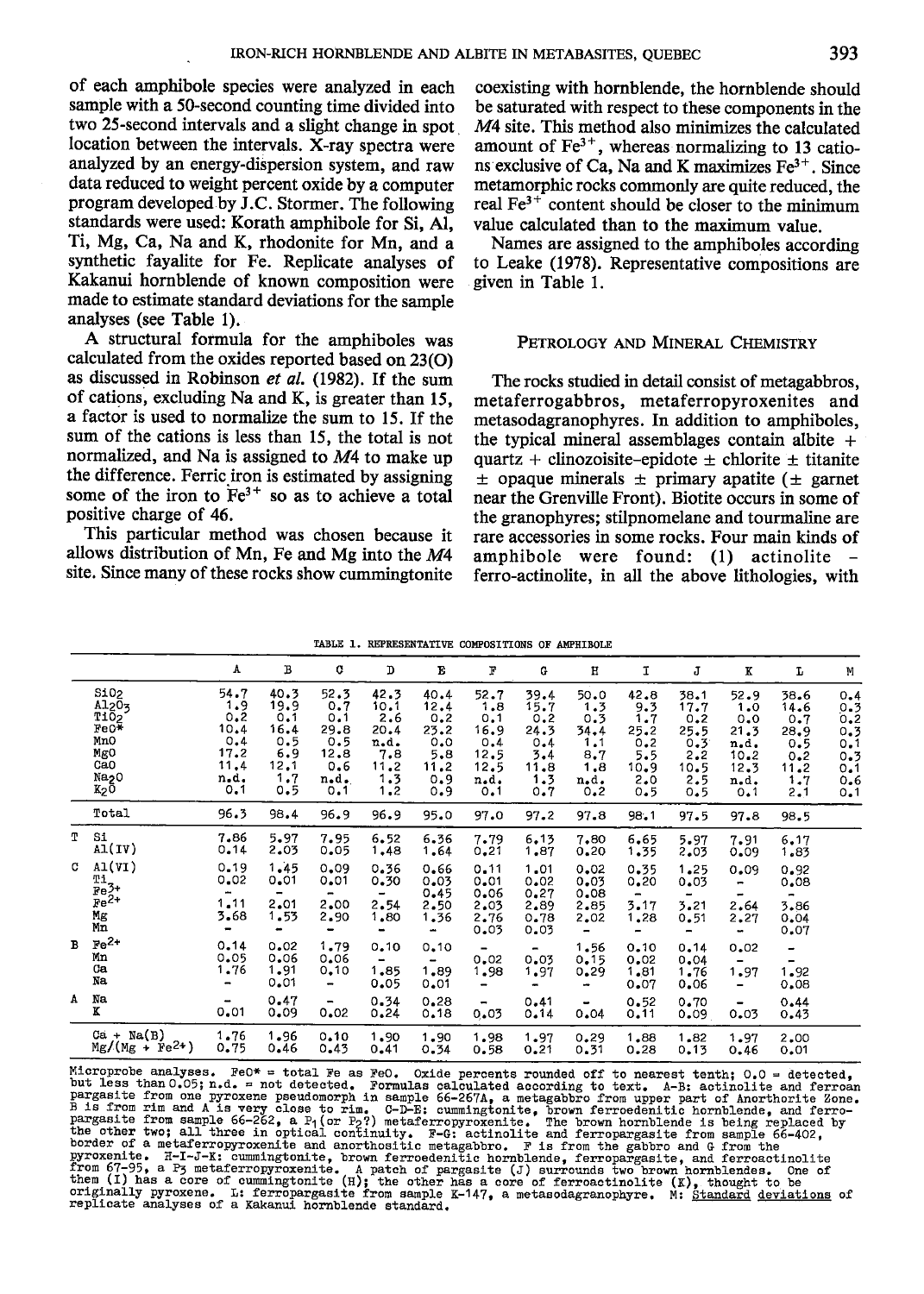of each amphibole species were analyzed in each sample with a 50-second counting time divided into two 25-second intervals and a slight change in spot location between the intervals. X-ray spectra were analyzed by an energy-dispersion system, and raw data reduced to weight percent oxide by a computer program developed by J.C. Stormer. The following standards were used: Korath amphibole for Si, Al, Ti, Mg, Ca, Na and K, rhodonite for Mn, and a synthetic fayalite for Fe. Replicate analyses of Kakanui hornblende of known composition were made to estimate standard deviations for the sample analyses (see Table 1).

A structural formula for the amphiboles was calculated from the oxides reported based on 23(O) as discussed in Robinson *et al.* (1982). If the sum of cations, excluding Na and K, is greater than 15, a factor is used to normalize the sum to 15. If the sum of the cations is less than 15, the total is not normalized, and Na is assigned to *M4* to make up the difference. Ferric iron is estimated by assigning some of the iron to $Fe^{3+}$ so as to achieve a total positive charge of 46.

This particular method was chosen because it allows distribution of Mn, Fe and Mg into the *M4* site. Since many of these rocks show cummingtonite coexisting with hornblende, the hornblende should be saturated with respect to these components in the *M4* site. This method also minimizes the calculated amount of $Fe^{3+}$, whereas normalizing to 13 cations exclusive of Ca, Na and K maximizes $Fe^{3+}$. Since metamorphic rocks commonly are quite reduced, the real $Fe^{3+}$ content should be closer to the minimum value calculated than to the maximum value.

Names are assigned to the amphiboles according to Leake (1978). Representative compositions are given in Table 1.

## Petrology and Mineral Chemistry

The rocks studied in detail consist of metagabbros, metaferrogabbros, metaferropyroxenites and metasodagranophyres. In addition to amphiboles, the typical mineral assemblages contain albite + quartz + clinozoisite–epidote ± chlorite ± titanite ± opaque minerals ± primary apatite (± garnet near the Grenville Front). Biotite occurs in some of the granophyres; stilpnomelane and tourmaline are rare accessories in some rocks. Four main kinds of amphibole were found: (1) actinolite – ferro-actinolite, in all the above lithologies, with

TABLE 1. REPRESENTATIVE COMPOSITIONS OF AMPHIBOLE

| | | A | B | C | D | E | F | G | H | I | J | K | L | M |
|---|---|---|---|---|---|---|---|---|---|---|---|---|---|---|
| | $SiO_2$ | 54.7 | 40.3 | 52.3 | 42.3 | 40.4 | 52.7 | 39.4 | 50.0 | 42.8 | 38.1 | 52.9 | 38.6 | 0.4 |
| | $Al_2O_3$ | 1.9 | 19.9 | 0.7 | 10.1 | 12.4 | 1.8 | 15.7 | 1.3 | 9.3 | 17.7 | 1.0 | 14.6 | 0.3 |
| | $TiO_2$ | 0.2 | 0.1 | 0.1 | 2.6 | 0.2 | 0.1 | 0.2 | 0.3 | 1.7 | 0.2 | 0.0 | 0.7 | 0.2 |
| | FeO* | 10.4 | 16.4 | 29.8 | 20.4 | 23.2 | 16.9 | 24.3 | 34.4 | 25.2 | 25.5 | 21.3 | 28.9 | 0.3 |
| | MnO | 0.4 | 0.5 | 0.5 | n.d. | 0.0 | 0.4 | 0.4 | 1.1 | 0.2 | 0.3 | n.d. | 0.5 | 0.1 |
| | MgO | 17.2 | 6.9 | 12.8 | 7.8 | 5.8 | 12.5 | 3.4 | 8.7 | 5.5 | 2.2 | 10.2 | 0.2 | 0.3 |
| | CaO | 11.4 | 12.1 | 0.6 | 11.2 | 11.2 | 12.5 | 11.8 | 1.8 | 10.9 | 10.5 | 12.3 | 11.2 | 0.1 |
| | $Na_2O$ | n.d. | 1.7 | n.d. | 1.3 | 0.9 | n.d. | 1.3 | n.d. | 2.0 | 2.5 | n.d. | 1.7 | 0.6 |
| | $K_2O$ | 0.1 | 0.5 | 0.1 | 1.2 | 0.9 | 0.1 | 0.7 | 0.2 | 0.5 | 0.5 | 0.1 | 2.1 | 0.1 |
| | Total | 96.3 | 98.4 | 96.9 | 96.9 | 95.0 | 97.0 | 97.2 | 97.8 | 98.1 | 97.5 | 97.8 | 98.5 | |
| T | Si | 7.86 | 5.97 | 7.95 | 6.52 | 6.36 | 7.79 | 6.13 | 7.80 | 6.65 | 5.97 | 7.91 | 6.17 | |
| | Al(IV) | 0.14 | 2.03 | 0.05 | 1.48 | 1.64 | 0.21 | 1.87 | 0.20 | 1.35 | 2.03 | 0.09 | 1.83 | |
| C | Al(VI) | 0.19 | 1.45 | 0.09 | 0.36 | 0.66 | 0.11 | 1.01 | 0.02 | 0.35 | 1.25 | 0.09 | 0.92 | |
| | Ti | 0.02 | 0.01 | 0.01 | 0.30 | 0.03 | 0.01 | 0.02 | 0.03 | 0.20 | 0.03 | – | 0.08 | |
| | $Fe^{3+}$ | – | – | – | – | 0.45 | 0.06 | 0.27 | 0.08 | – | – | – | – | |
| | $Fe^{2+}$ | 1.11 | 2.01 | 2.00 | 2.54 | 2.50 | 2.03 | 2.89 | 2.85 | 3.17 | 3.21 | 2.64 | 3.86 | |
| | Mg | 3.68 | 1.53 | 2.90 | 1.80 | 1.36 | 2.76 | 0.78 | 2.02 | 1.28 | 0.51 | 2.27 | 0.04 | |
| | Mn | – | – | – | – | – | 0.03 | 0.03 | – | – | – | – | 0.07 | |
| B | $Fe^{2+}$ | 0.14 | 0.02 | 1.79 | 0.10 | 0.10 | – | – | 1.56 | 0.10 | 0.14 | 0.02 | – | |
| | Mn | 0.05 | 0.06 | 0.06 | – | – | 0.02 | 0.03 | 0.15 | 0.02 | 0.04 | – | – | |
| | Ca | 1.76 | 1.91 | 0.10 | 1.85 | 1.89 | 1.98 | 1.97 | 0.29 | 1.81 | 1.76 | 1.97 | 1.92 | |
| | Na | – | 0.01 | – | 0.05 | 0.01 | – | – | – | 0.07 | 0.06 | – | 0.08 | |
| A | Na | – | 0.47 | – | 0.34 | 0.28 | – | 0.41 | – | 0.52 | 0.70 | – | 0.44 | |
| | K | 0.01 | 0.09 | 0.02 | 0.24 | 0.18 | 0.03 | 0.14 | 0.04 | 0.11 | 0.09 | 0.03 | 0.43 | |
| | Ca + Na(B) | 1.76 | 1.96 | 0.10 | 1.90 | 1.90 | 1.98 | 1.97 | 0.29 | 1.88 | 1.82 | 1.97 | 2.00 | |
| | Mg/(Mg + $Fe^{2+}$) | 0.75 | 0.46 | 0.43 | 0.41 | 0.34 | 0.58 | 0.21 | 0.31 | 0.28 | 0.13 | 0.46 | 0.01 | |

Microprobe analyses. FeO* = total Fe as FeO. Oxide percents rounded off to nearest tenth; 0.0 = detected, but less than 0.05; n.d. = not detected. Formulas calculated according to text. A-B: actinolite and ferroan pargasite from one pyroxene pseudomorph in sample 66-267A, a metagabbro from upper part of Anorthorite Zone. B is from rim and A is very close to rim. C-D-E: cummingtonite, brown ferroedenitic hornblende, and ferropargasite from sample 66-262, a $P_1$(or $P_2$?) metaferropyroxenite. The brown hornblende is being replaced by the other two; all three in optical continuity. F-G: actinolite and ferropargasite from sample 66-402, border of a metaferropyroxenite and anorthositic metagabbro. F is from the gabbro and G from the pyroxenite. H-I-J-K: cummingtonite, brown ferroedenitic hornblende, ferropargasite, and ferroactinolite from 67-95, a $P_3$ metaferropyroxenite. A patch of pargasite (J) surrounds two brown hornblendes. One of them (I) has a core of cummingtonite (H); the other has a core of ferroactinolite (K), thought to be originally pyroxene. L: ferropargasite from sample K-147, a metasodagranophyre. M: Standard deviations of replicate analyses of a Kakanui hornblende standard.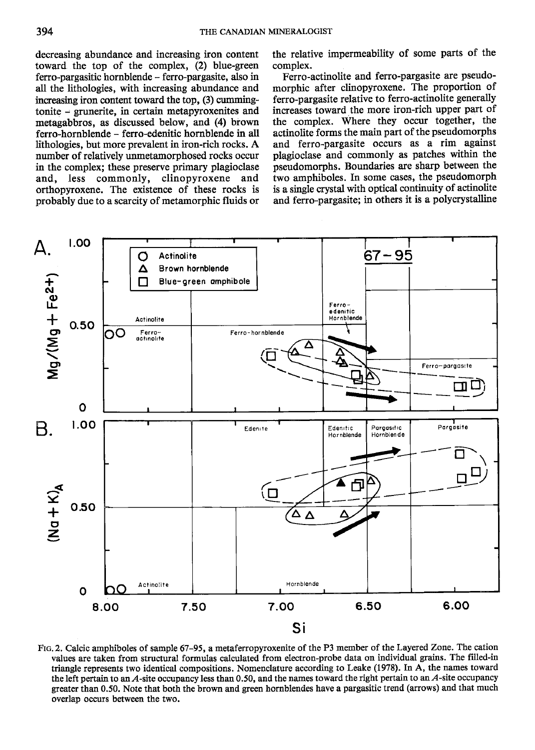decreasing abundance and increasing iron content toward the top of the complex, (2) blue-green ferro-pargasitic hornblende – ferro-pargasite, also in all the lithologies, with increasing abundance and increasing iron content toward the top, (3) cummingtonite – grunerite, in certain metapyroxenites and metagabbros, as discussed below, and (4) brown ferro-hornblende – ferro-edenitic hornblende in all lithologies, but more prevalent in iron-rich rocks. A number of relatively unmetamorphosed rocks occur in the complex; these preserve primary plagioclase and, less commonly, clinopyroxene and orthopyroxene. The existence of these rocks is probably due to a scarcity of metamorphic fluids or the relative impermeability of some parts of the complex.

Ferro-actinolite and ferro-pargasite are pseudomorphic after clinopyroxene. The proportion of ferro-pargasite relative to ferro-actinolite generally increases toward the more iron-rich upper part of the complex. Where they occur together, the actinolite forms the main part of the pseudomorphs and ferro-pargasite occurs as a rim against plagioclase and commonly as patches within the pseudomorphs. Boundaries are sharp between the two amphiboles. In some cases, the pseudomorph is a single crystal with optical continuity of actinolite and ferro-pargasite; in others it is a polycrystalline

FIG. 2. Calcic amphiboles of sample 67–95, a metaferropyroxenite of the P3 member of the Layered Zone. The cation values are taken from structural formulas calculated from electron-probe data on individual grains. The filled-in triangle represents two identical compositions. Nomenclature according to Leake (1978). In A, the names toward the left pertain to an *A*-site occupancy less than 0.50, and the names toward the right pertain to an *A*-site occupancy greater than 0.50. Note that both the brown and green hornblendes have a pargasitic trend (arrows) and that much overlap occurs between the two.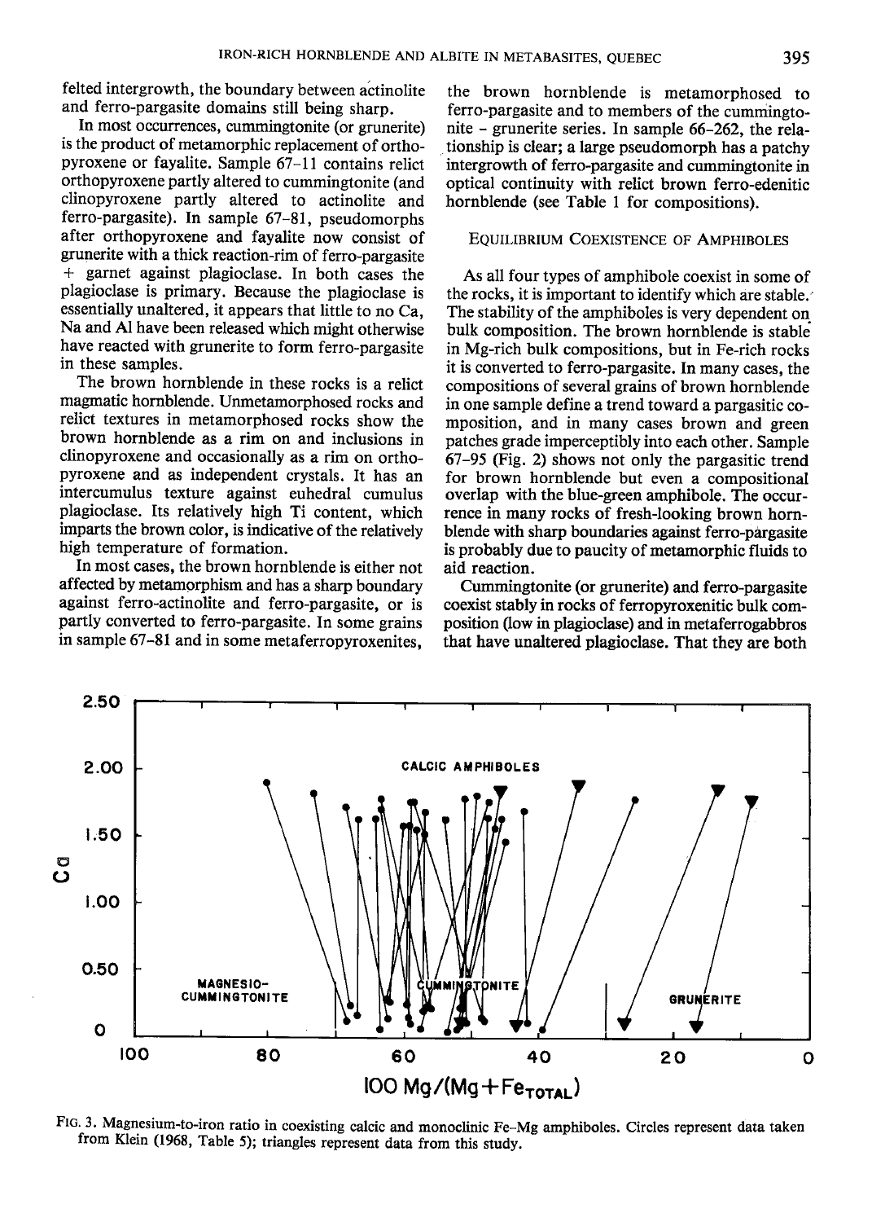felted intergrowth, the boundary between actinolite and ferro-pargasite domains still being sharp.

In most occurrences, cummingtonite (or grunerite) is the product of metamorphic replacement of orthopyroxene or fayalite. Sample 67–11 contains relict orthopyroxene partly altered to cummingtonite (and clinopyroxene partly altered to actinolite and ferro-pargasite). In sample 67–81, pseudomorphs after orthopyroxene and fayalite now consist of grunerite with a thick reaction-rim of ferro-pargasite + garnet against plagioclase. In both cases the plagioclase is primary. Because the plagioclase is essentially unaltered, it appears that little to no Ca, Na and Al have been released which might otherwise have reacted with grunerite to form ferro-pargasite in these samples.

The brown hornblende in these rocks is a relict magmatic hornblende. Unmetamorphosed rocks and relict textures in metamorphosed rocks show the brown hornblende as a rim on and inclusions in clinopyroxene and occasionally as a rim on orthopyroxene and as independent crystals. It has an intercumulus texture against euhedral cumulus plagioclase. Its relatively high Ti content, which imparts the brown color, is indicative of the relatively high temperature of formation.

In most cases, the brown hornblende is either not affected by metamorphism and has a sharp boundary against ferro-actinolite and ferro-pargasite, or is partly converted to ferro-pargasite. In some grains in sample 67–81 and in some metaferropyroxenites, the brown hornblende is metamorphosed to ferro-pargasite and to members of the cummingtonite – grunerite series. In sample 66–262, the relationship is clear; a large pseudomorph has a patchy intergrowth of ferro-pargasite and cummingtonite in optical continuity with relict brown ferro-edenitic hornblende (see Table 1 for compositions).

## Equilibrium Coexistence of Amphiboles

As all four types of amphibole coexist in some of the rocks, it is important to identify which are stable. The stability of the amphiboles is very dependent on bulk composition. The brown hornblende is stable in Mg-rich bulk compositions, but in Fe-rich rocks it is converted to ferro-pargasite. In many cases, the compositions of several grains of brown hornblende in one sample define a trend toward a pargasitic composition, and in many cases brown and green patches grade imperceptibly into each other. Sample 67–95 (Fig. 2) shows not only the pargasitic trend for brown hornblende but even a compositional overlap with the blue-green amphibole. The occurrence in many rocks of fresh-looking brown hornblende with sharp boundaries against ferro-pargasite is probably due to paucity of metamorphic fluids to aid reaction.

Cummingtonite (or grunerite) and ferro-pargasite coexist stably in rocks of ferropyroxenitic bulk composition (low in plagioclase) and in metaferrogabbros that have unaltered plagioclase. That they are both

FIG. 3. Magnesium-to-iron ratio in coexisting calcic and monoclinic Fe-Mg amphiboles. Circles represent data taken from Klein (1968, Table 5); triangles represent data from this study.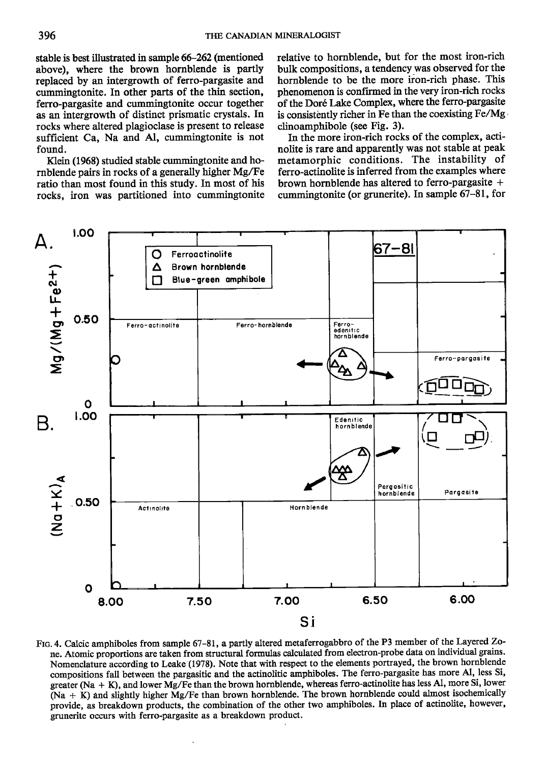stable is best illustrated in sample 66-262 (mentioned above), where the brown hornblende is partly replaced by an intergrowth of ferro-pargasite and cummingtonite. In other parts of the thin section, ferro-pargasite and cummingtonite occur together as an intergrowth of distinct prismatic crystals. In rocks where altered plagioclase is present to release sufficient Ca, Na and Al, cummingtonite is not found.

Klein (1968) studied stable cummingtonite and hornblende pairs in rocks of a generally higher Mg/Fe ratio than most found in this study. In most of his rocks, iron was partitioned into cummingtonite relative to hornblende, but for the most iron-rich bulk compositions, a tendency was observed for the hornblende to be the more iron-rich phase. This phenomenon is confirmed in the very iron-rich rocks of the Doré Lake Complex, where the ferro-pargasite is consistently richer in Fe than the coexisting Fe/Mg clinoamphibole (see Fig. 3).

In the more iron-rich rocks of the complex, actinolite is rare and apparently was not stable at peak metamorphic conditions. The instability of ferro-actinolite is inferred from the examples where brown hornblende has altered to ferro-pargasite + cummingtonite (or grunerite). In sample 67–81, for

FIG. 4. Calcic amphiboles from sample 67–81, a partly altered metaferrogabbro of the P3 member of the Layered Zone. Atomic proportions are taken from structural formulas calculated from electron-probe data on individual grains. Nomenclature according to Leake (1978). Note that with respect to the elements portrayed, the brown hornblende compositions fall between the pargasitic and the actinolitic amphiboles. The ferro-pargasite has more Al, less Si, greater (Na + K), and lower Mg/Fe than the brown hornblende, whereas ferro-actinolite has less Al, more Si, lower (Na + K) and slightly higher Mg/Fe than brown hornblende. The brown hornblende could almost isochemically provide, as breakdown products, the combination of the other two amphiboles. In place of actinolite, however, grunerite occurs with ferro-pargasite as a breakdown product.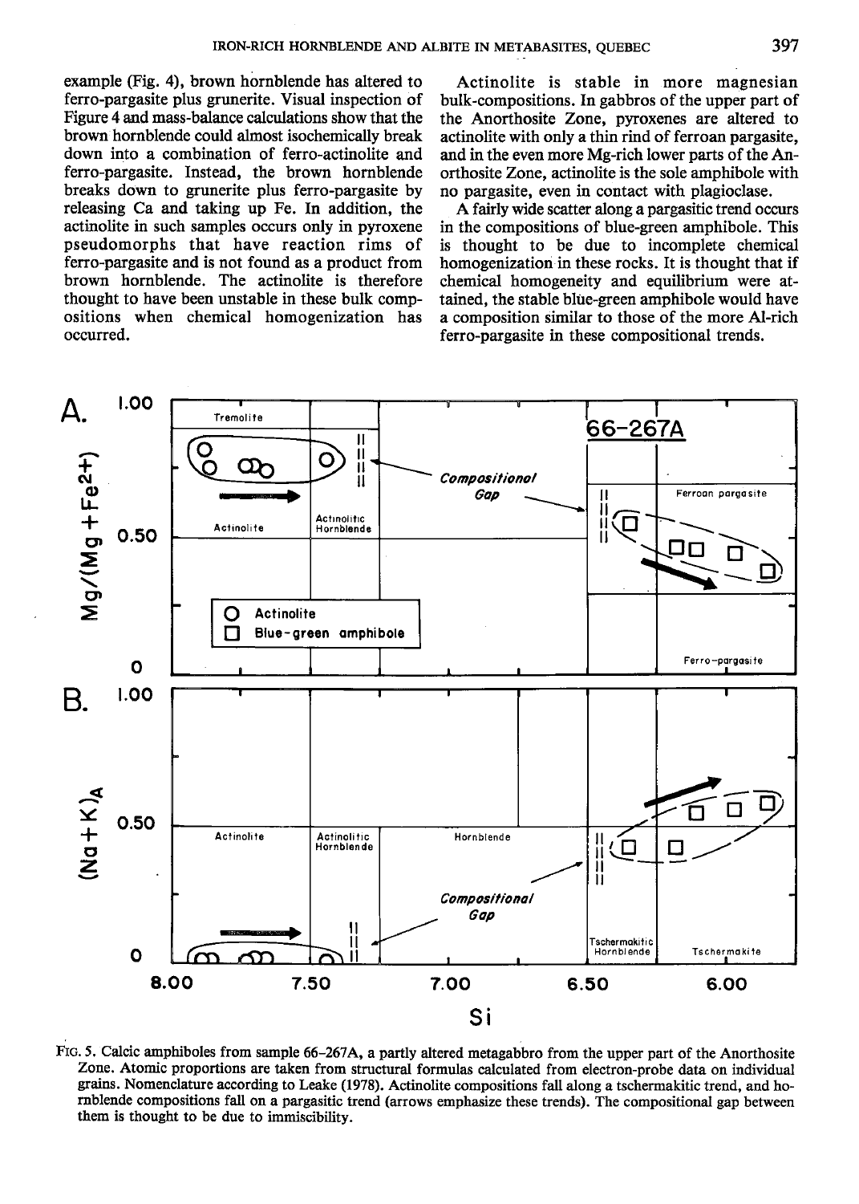example (Fig. 4), brown hornblende has altered to ferro-pargasite plus grunerite. Visual inspection of Figure 4 and mass-balance calculations show that the brown hornblende could almost isochemically break down into a combination of ferro-actinolite and ferro-pargasite. Instead, the brown hornblende breaks down to grunerite plus ferro-pargasite by releasing Ca and taking up Fe. In addition, the actinolite in such samples occurs only in pyroxene pseudomorphs that have reaction rims of ferro-pargasite and is not found as a product from brown hornblende. The actinolite is therefore thought to have been unstable in these bulk compositions when chemical homogenization has occurred.

Actinolite is stable in more magnesian bulk-compositions. In gabbros of the upper part of the Anorthosite Zone, pyroxenes are altered to actinolite with only a thin rind of ferroan pargasite, and in the even more Mg-rich lower parts of the Anorthosite Zone, actinolite is the sole amphibole with no pargasite, even in contact with plagioclase.

A fairly wide scatter along a pargasitic trend occurs in the compositions of blue-green amphibole. This is thought to be due to incomplete chemical homogenization in these rocks. It is thought that if chemical homogeneity and equilibrium were attained, the stable blue-green amphibole would have a composition similar to those of the more Al-rich ferro-pargasite in these compositional trends.

FIG. 5. Calcic amphiboles from sample 66–267A, a partly altered metagabbro from the upper part of the Anorthosite Zone. Atomic proportions are taken from structural formulas calculated from electron-probe data on individual grains. Nomenclature according to Leake (1978). Actinolite compositions fall along a tschermakitic trend, and hornblende compositions fall on a pargasitic trend (arrows emphasize these trends). The compositional gap between them is thought to be due to immiscibility.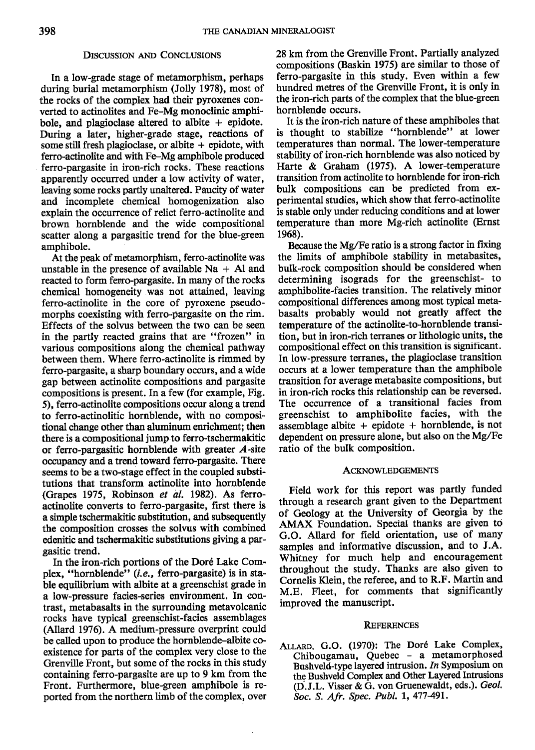## Discussion and Conclusions

In a low-grade stage of metamorphism, perhaps during burial metamorphism (Jolly 1978), most of the rocks of the complex had their pyroxenes converted to actinolites and Fe–Mg monoclinic amphibole, and plagioclase altered to albite + epidote. During a later, higher-grade stage, reactions of some still fresh plagioclase, or albite + epidote, with ferro-actinolite and with Fe–Mg amphibole produced ferro-pargasite in iron-rich rocks. These reactions apparently occurred under a low activity of water, leaving some rocks partly unaltered. Paucity of water and incomplete chemical homogenization also explain the occurrence of relict ferro-actinolite and brown hornblende and the wide compositional scatter along a pargasitic trend for the blue-green amphibole.

At the peak of metamorphism, ferro-actinolite was unstable in the presence of available Na + Al and reacted to form ferro-pargasite. In many of the rocks chemical homogeneity was not attained, leaving ferro-actinolite in the core of pyroxene pseudomorphs coexisting with ferro-pargasite on the rim. Effects of the solvus between the two can be seen in the partly reacted grains that are "frozen" in various compositions along the chemical pathway between them. Where ferro-actinolite is rimmed by ferro-pargasite, a sharp boundary occurs, and a wide gap between actinolite compositions and pargasite compositions is present. In a few (for example, Fig. 5), ferro-actinolite compositions occur along a trend to ferro-actinolitic hornblende, with no compositional change other than aluminum enrichment; then there is a compositional jump to ferro-tschermakitic or ferro-pargasitic hornblende with greater *A*-site occupancy and a trend toward ferro-pargasite. There seems to be a two-stage effect in the coupled substitutions that transform actinolite into hornblende (Grapes 1975, Robinson *et al.* 1982). As ferro-actinolite converts to ferro-pargasite, first there is a simple tschermakitic substitution, and subsequently the composition crosses the solvus with combined edenitic and tschermakitic substitutions giving a pargasitic trend.

In the iron-rich portions of the Doré Lake Complex, "hornblende" (*i.e.*, ferro-pargasite) is in stable equilibrium with albite at a greenschist grade in a low-pressure facies-series environment. In contrast, metabasalts in the surrounding metavolcanic rocks have typical greenschist-facies assemblages (Allard 1976). A medium-pressure overprint could be called upon to produce the hornblende–albite coexistence for parts of the complex very close to the Grenville Front, but some of the rocks in this study containing ferro-pargasite are up to 9 km from the Front. Furthermore, blue-green amphibole is reported from the northern limb of the complex, over 28 km from the Grenville Front. Partially analyzed compositions (Baskin 1975) are similar to those of ferro-pargasite in this study. Even within a few hundred metres of the Grenville Front, it is only in the iron-rich parts of the complex that the blue-green hornblende occurs.

It is the iron-rich nature of these amphiboles that is thought to stabilize "hornblende" at lower temperatures than normal. The lower-temperature stability of iron-rich hornblende was also noticed by Harte & Graham (1975). A lower-temperature transition from actinolite to hornblende for iron-rich bulk compositions can be predicted from experimental studies, which show that ferro-actinolite is stable only under reducing conditions and at lower temperature than more Mg-rich actinolite (Ernst 1968).

Because the Mg/Fe ratio is a strong factor in fixing the limits of amphibole stability in metabasites, bulk-rock composition should be considered when determining isograds for the greenschist- to amphibolite-facies transition. The relatively minor compositional differences among most typical metabasalts probably would not greatly affect the temperature of the actinolite-to-hornblende transition, but in iron-rich terranes or lithologic units, the compositional effect on this transition is significant. In low-pressure terranes, the plagioclase transition occurs at a lower temperature than the amphibole transition for average metabasite compositions, but in iron-rich rocks this relationship can be reversed. The occurrence of a transitional facies from greenschist to amphibolite facies, with the assemblage albite + epidote + hornblende, is not dependent on pressure alone, but also on the Mg/Fe ratio of the bulk composition.

## Acknowledgements

Field work for this report was partly funded through a research grant given to the Department of Geology at the University of Georgia by the AMAX Foundation. Special thanks are given to G.O. Allard for field orientation, use of many samples and informative discussion, and to J.A. Whitney for much help and encouragement throughout the study. Thanks are also given to Cornelis Klein, the referee, and to R.F. Martin and M.E. Fleet, for comments that significantly improved the manuscript.

## References

Allard, G.O. (1970): The Doré Lake Complex, Chibougamau, Quebec – a metamorphosed Bushveld-type layered intrusion. *In* Symposium on the Bushveld Complex and Other Layered Intrusions (D.J.L. Visser & G. von Gruenewaldt, eds.). *Geol. Soc. S. Afr. Spec. Publ.* 1, 477-491.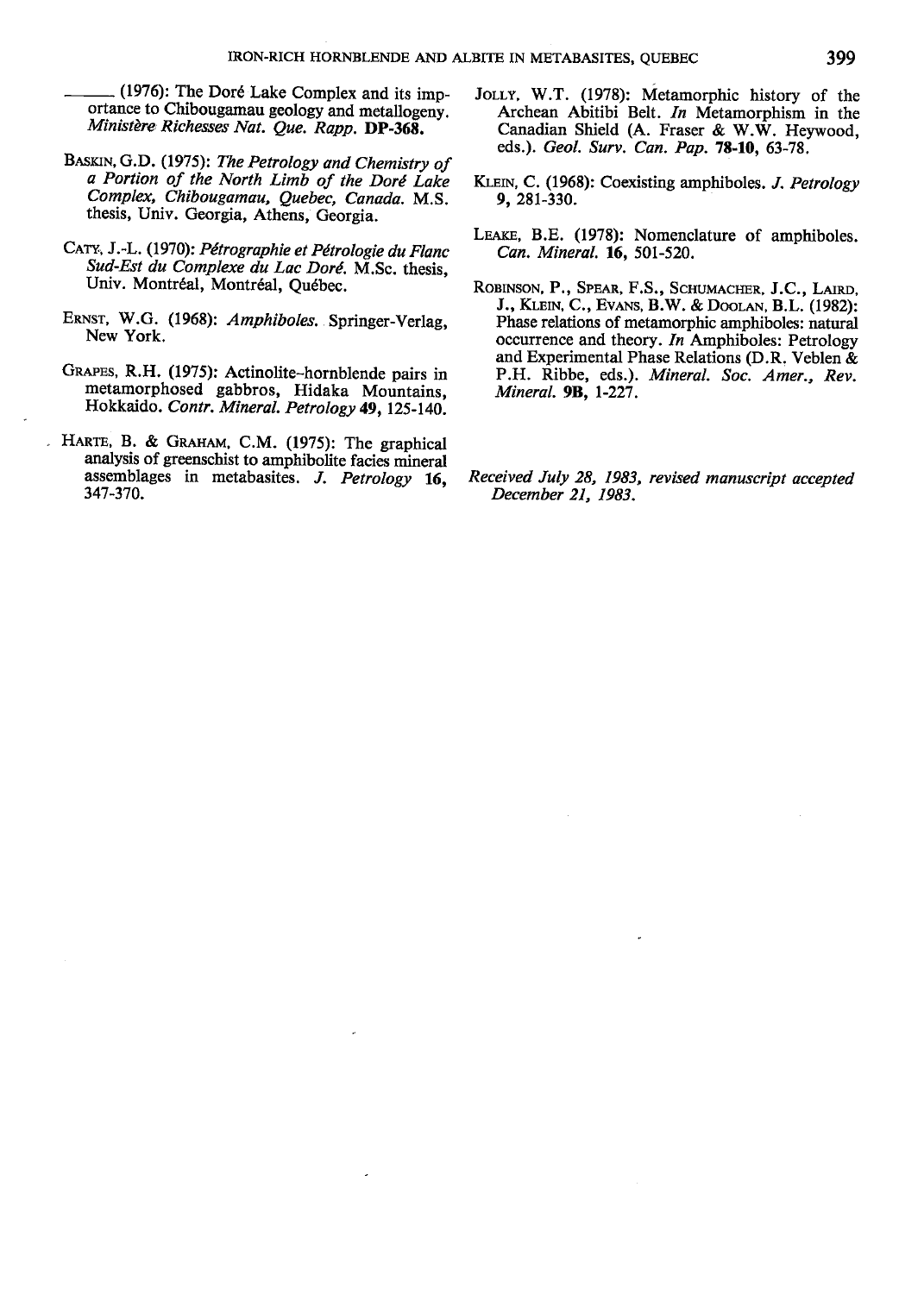——— (1976): The Doré Lake Complex and its importance to Chibougamau geology and metallogeny. *Ministère Richesses Nat. Que. Rapp.* **DP-368.**

BASKIN, G.D. (1975): *The Petrology and Chemistry of a Portion of the North Limb of the Doré Lake Complex, Chibougamau, Quebec, Canada.* M.S. thesis, Univ. Georgia, Athens, Georgia.

CATY, J.-L. (1970): *Pétrographie et Pétrologie du Flanc Sud-Est du Complexe du Lac Doré.* M.Sc. thesis, Univ. Montréal, Montréal, Québec.

ERNST, W.G. (1968): *Amphiboles.* Springer-Verlag, New York.

GRAPES, R.H. (1975): Actinolite–hornblende pairs in metamorphosed gabbros, Hidaka Mountains, Hokkaido. *Contr. Mineral. Petrology* **49**, 125-140.

HARTE, B. & GRAHAM, C.M. (1975): The graphical analysis of greenschist to amphibolite facies mineral assemblages in metabasites. *J. Petrology* **16**, 347-370.

JOLLY, W.T. (1978): Metamorphic history of the Archean Abitibi Belt. *In* Metamorphism in the Canadian Shield (A. Fraser & W.W. Heywood, eds.). *Geol. Surv. Can. Pap.* **78-10**, 63-78.

KLEIN, C. (1968): Coexisting amphiboles. *J. Petrology* **9**, 281-330.

LEAKE, B.E. (1978): Nomenclature of amphiboles. *Can. Mineral.* **16**, 501-520.

ROBINSON, P., SPEAR, F.S., SCHUMACHER, J.C., LAIRD, J., KLEIN, C., EVANS, B.W. & DOOLAN, B.L. (1982): Phase relations of metamorphic amphiboles: natural occurrence and theory. *In* Amphiboles: Petrology and Experimental Phase Relations (D.R. Veblen & P.H. Ribbe, eds.). *Mineral. Soc. Amer., Rev. Mineral.* **9B**, 1-227.

*Received July 28, 1983, revised manuscript accepted December 21, 1983.*